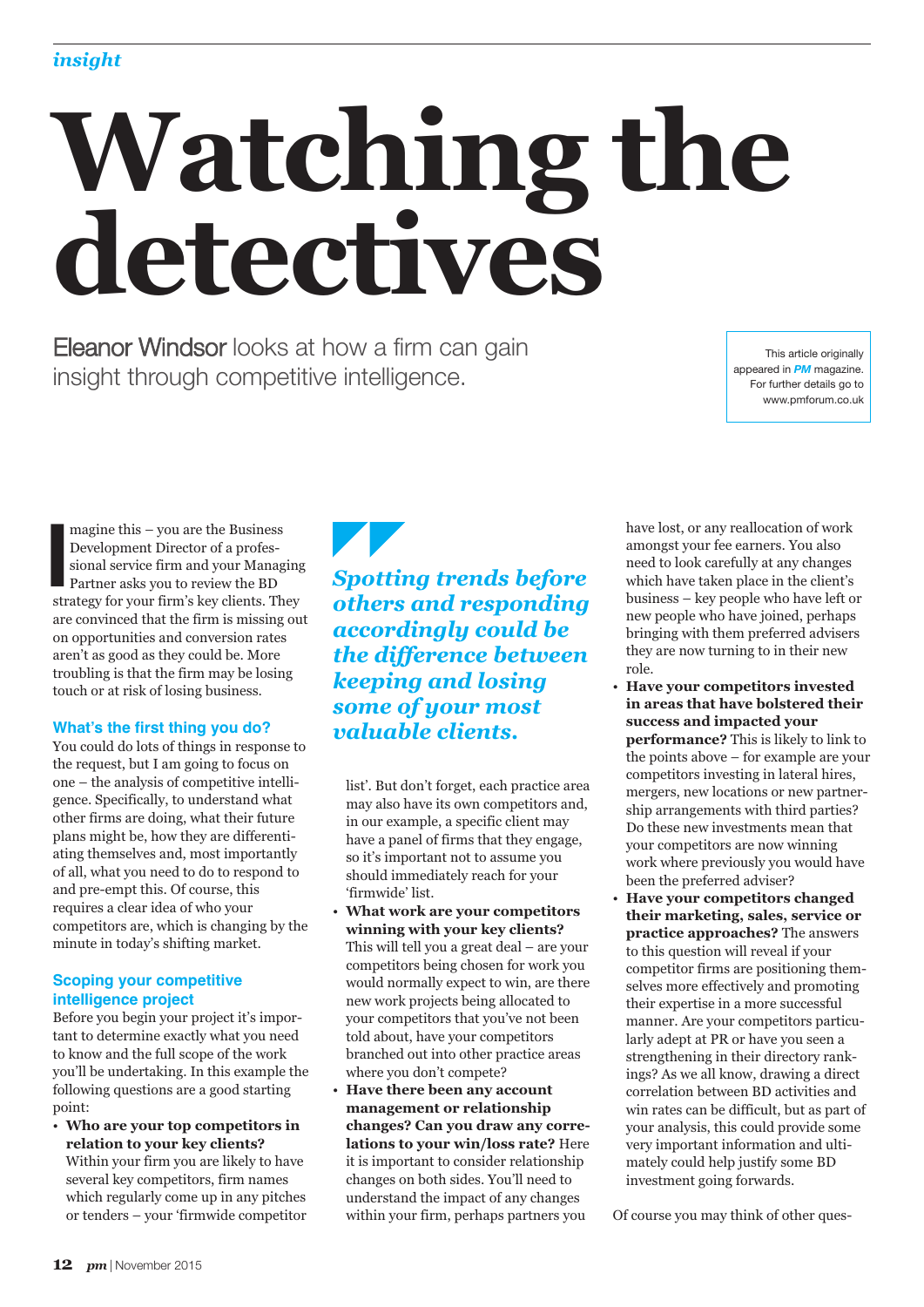*insight*

# Watching the detectives

Eleanor Windsor looks at how a firm can gain insight through competitive intelligence.

This article originally appeared in *PM* magazine. For further details go to www.pmforum.co.uk

Imagine this – you are the Business Development Director of a professional service firm and your Managing Partner asks you to review the BD strategy for your firm's key clients. They are convinced that the firm is missing out on opportunities and conversion rates aren't as good as they could be. More troubling is that the firm may be losing touch or at risk of losing business.

*Spotting trends before others and responding accordingly could be the difference between keeping and losing some of your most valuable clients.*

## What's the first thing you do?

You could do lots of things in response to the request, but I am going to focus on one – the analysis of competitive intelligence. Specifically, to understand what other firms are doing, what their future plans might be, how they are differentiating themselves and, most importantly of all, what you need to do to respond to and pre-empt this. Of course, this requires a clear idea of who your competitors are, which is changing by the minute in today's shifting market.

## Scoping your competitive intelligence project

Before you begin your project it's important to determine exactly what you need to know and the full scope of the work you'll be undertaking. In this example the following questions are a good starting point:

- **Who are your top competitors in relation to your key clients?** Within your firm you are likely to have several key competitors, firm names which regularly come up in any pitches or tenders – your 'firmwide competitor list'. But don't forget, each practice area may also have its own competitors and, in our example, a specific client may have a panel of firms that they engage, so it's important not to assume you should immediately reach for your 'firmwide' list.
- **What work are your competitors winning with your key clients?** This will tell you a great deal – are your competitors being chosen for work you would normally expect to win, are there new work projects being allocated to your competitors that you've not been told about, have your competitors branched out into other practice areas where you don't compete?
- **Have there been any account management or relationship changes? Can you draw any correlations to your win/loss rate?** Here it is important to consider relationship changes on both sides. You'll need to understand the impact of any changes within your firm, perhaps partners you have lost, or any reallocation of work amongst your fee earners. You also need to look carefully at any changes which have taken place in the client's business – key people who have left or new people who have joined, perhaps bringing with them preferred advisers they are now turning to in their new role.
- **Have your competitors invested in areas that have bolstered their success and impacted your performance?** This is likely to link to the points above – for example are your competitors investing in lateral hires, mergers, new locations or new partnership arrangements with third parties? Do these new investments mean that your competitors are now winning work where previously you would have been the preferred adviser?
- **Have your competitors changed their marketing, sales, service or practice approaches?** The answers to this question will reveal if your competitor firms are positioning themselves more effectively and promoting their expertise in a more successful manner. Are your competitors particularly adept at PR or have you seen a strengthening in their directory rankings? As we all know, drawing a direct correlation between BD activities and win rates can be difficult, but as part of your analysis, this could provide some very important information and ultimately could help justify some BD investment going forwards.

Of course you may think of other ques-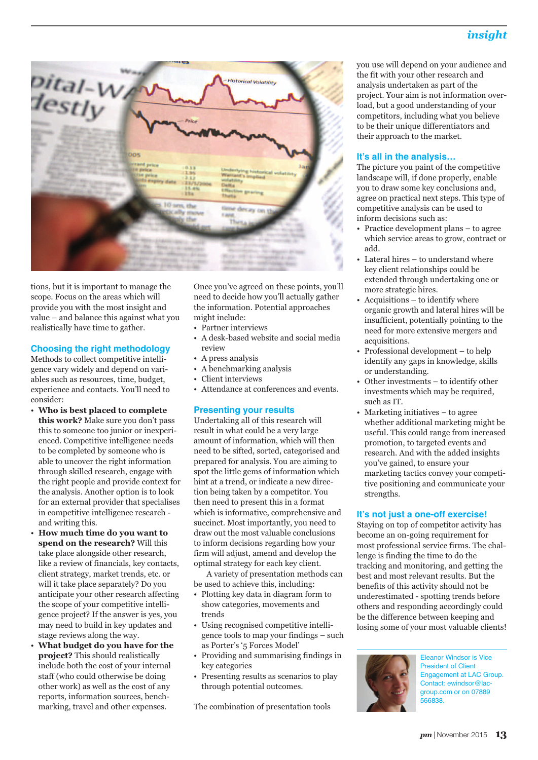tions, but it is important to manage the scope. Focus on the areas which will provide you with the most insight and value – and balance this against what you realistically have time to gather.

## Choosing the right methodology

Methods to collect competitive intelligence vary widely and depend on variables such as resources, time, budget, experience and contacts. You'll need to consider:

- **Who is best placed to complete this work?** Make sure you don't pass this to someone too junior or inexperienced. Competitive intelligence needs to be completed by someone who is able to uncover the right information through skilled research, engage with the right people and provide context for the analysis. Another option is to look for an external provider that specialises in competitive intelligence research - and writing this.
- **How much time do you want to spend on the research?** Will this take place alongside other research, like a review of financials, key contacts, client strategy, market trends, etc. or will it take place separately? Do you anticipate your other research affecting the scope of your competitive intelligence project? If the answer is yes, you may need to build in key updates and stage reviews along the way.
- **What budget do you have for the project?** This should realistically include both the cost of your internal staff (who could otherwise be doing other work) as well as the cost of any reports, information sources, benchmarking, travel and other expenses.

Once you've agreed on these points, you'll need to decide how you'll actually gather the information. Potential approaches might include:

- Partner interviews
- A desk-based website and social media review
- A press analysis
- A benchmarking analysis
- Client interviews
- Attendance at conferences and events.

## Presenting your results

Undertaking all of this research will result in what could be a very large amount of information, which will then need to be sifted, sorted, categorised and prepared for analysis. You are aiming to spot the little gems of information which hint at a trend, or indicate a new direction being taken by a competitor. You then need to present this in a format which is informative, comprehensive and succinct. Most importantly, you need to draw out the most valuable conclusions to inform decisions regarding how your firm will adjust, amend and develop the optimal strategy for each key client.

A variety of presentation methods can be used to achieve this, including:

- Plotting key data in diagram form to show categories, movements and trends
- Using recognised competitive intelligence tools to map your findings – such as Porter's '5 Forces Model'
- Providing and summarising findings in key categories
- Presenting results as scenarios to play through potential outcomes.

The combination of presentation tools you use will depend on your audience and the fit with your other research and analysis undertaken as part of the project. Your aim is not information overload, but a good understanding of your competitors, including what you believe to be their unique differentiators and their approach to the market.

## It's all in the analysis…

The picture you paint of the competitive landscape will, if done properly, enable you to draw some key conclusions and, agree on practical next steps. This type of competitive analysis can be used to inform decisions such as:

- Practice development plans – to agree which service areas to grow, contract or add.
- Lateral hires – to understand where key client relationships could be extended through undertaking one or more strategic hires.
- Acquisitions – to identify where organic growth and lateral hires will be insufficient, potentially pointing to the need for more extensive mergers and acquisitions.
- Professional development – to help identify any gaps in knowledge, skills or understanding.
- Other investments – to identify other investments which may be required, such as IT.
- Marketing initiatives – to agree whether additional marketing might be useful. This could range from increased promotion, to targeted events and research. And with the added insights you've gained, to ensure your marketing tactics convey your competitive positioning and communicate your strengths.

## It's not just a one-off exercise!

Staying on top of competitor activity has become an on-going requirement for most professional service firms. The challenge is finding the time to do the tracking and monitoring, and getting the best and most relevant results. But the benefits of this activity should not be underestimated - spotting trends before others and responding accordingly could be the difference between keeping and losing some of your most valuable clients!

Eleanor Windsor is Vice President of Client Engagement at LAC Group. Contact: ewindsor@lac-group.com or on 07889 566838.